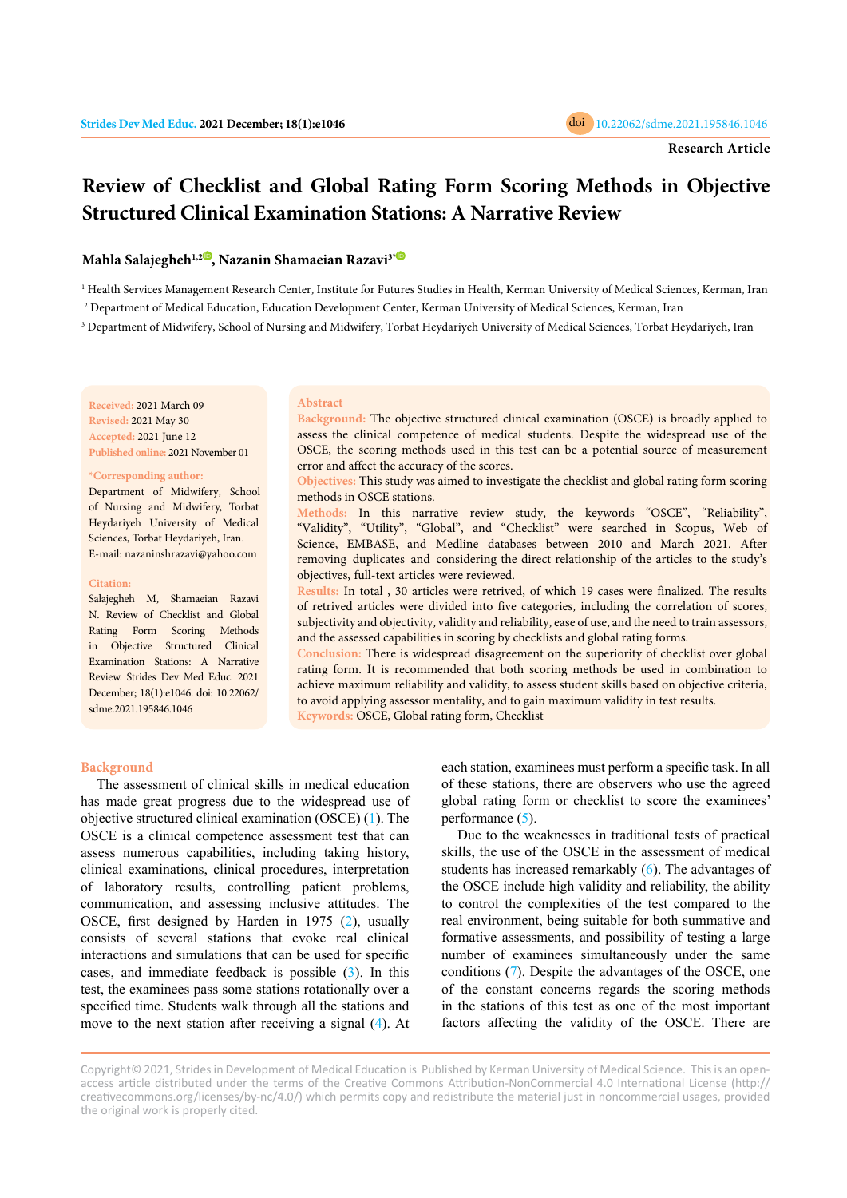Research Article

# Review of Checklist and Global Rating Form Scoring Methods in Objective Structured Clinical Examination Stations: A Narrative Review

**Mahla Salajegheh[1,2], Nazanin Shamaeian Razavi[3*]**

[1] Health Services Management Research Center, Institute for Futures Studies in Health, Kerman University of Medical Sciences, Kerman, Iran

[2] Department of Medical Education, Education Development Center, Kerman University of Medical Sciences, Kerman, Iran

[3] Department of Midwifery, School of Nursing and Midwifery, Torbat Heydariyeh University of Medical Sciences, Torbat Heydariyeh, Iran

**Received:** 2021 March 09
**Revised:** 2021 May 30
**Accepted:** 2021 June 12
**Published online:** 2021 November 01

**\*Corresponding author:**
Department of Midwifery, School of Nursing and Midwifery, Torbat Heydariyeh University of Medical Sciences, Torbat Heydariyeh, Iran.
E-mail: nazaninshrazavi@yahoo.com

**Citation:**
Salajegheh M, Shamaeian Razavi N. Review of Checklist and Global Rating Form Scoring Methods in Objective Structured Clinical Examination Stations: A Narrative Review. Strides Dev Med Educ. 2021 December; 18(1):e1046. doi: 10.22062/sdme.2021.195846.1046

## Abstract

**Background:** The objective structured clinical examination (OSCE) is broadly applied to assess the clinical competence of medical students. Despite the widespread use of the OSCE, the scoring methods used in this test can be a potential source of measurement error and affect the accuracy of the scores.

**Objectives:** This study was aimed to investigate the checklist and global rating form scoring methods in OSCE stations.

**Methods:** In this narrative review study, the keywords "OSCE", "Reliability", "Validity", "Utility", "Global", and "Checklist" were searched in Scopus, Web of Science, EMBASE, and Medline databases between 2010 and March 2021. After removing duplicates and considering the direct relationship of the articles to the study's objectives, full-text articles were reviewed.

**Results:** In total , 30 articles were retrived, of which 19 cases were finalized. The results of retrieved articles were divided into five categories, including the correlation of scores, subjectivity and objectivity, validity and reliability, ease of use, and the need to train assessors, and the assessed capabilities in scoring by checklists and global rating forms.

**Conclusion:** There is widespread disagreement on the superiority of checklist over global rating form. It is recommended that both scoring methods be used in combination to achieve maximum reliability and validity, to assess student skills based on objective criteria, to avoid applying assessor mentality, and to gain maximum validity in test results.

**Keywords:** OSCE, Global rating form, Checklist

## Background

The assessment of clinical skills in medical education has made great progress due to the widespread use of objective structured clinical examination (OSCE) (1). The OSCE is a clinical competence assessment test that can assess numerous capabilities, including taking history, clinical examinations, clinical procedures, interpretation of laboratory results, controlling patient problems, communication, and assessing inclusive attitudes. The OSCE, first designed by Harden in 1975 (2), usually consists of several stations that evoke real clinical interactions and simulations that can be used for specific cases, and immediate feedback is possible (3). In this test, the examinees pass some stations rotationally over a specified time. Students walk through all the stations and move to the next station after receiving a signal (4). At each station, examinees must perform a specific task. In all of these stations, there are observers who use the agreed global rating form or checklist to score the examinees' performance (5).

Due to the weaknesses in traditional tests of practical skills, the use of the OSCE in the assessment of medical students has increased remarkably (6). The advantages of the OSCE include high validity and reliability, the ability to control the complexities of the test compared to the real environment, being suitable for both summative and formative assessments, and possibility of testing a large number of examinees simultaneously under the same conditions (7). Despite the advantages of the OSCE, one of the constant concerns regards the scoring methods in the stations of this test as one of the most important factors affecting the validity of the OSCE. There are

Copyright© 2021, Strides in Development of Medical Education is Published by Kerman University of Medical Science. This is an open-access article distributed under the terms of the Creative Commons Attribution-NonCommercial 4.0 International License (http://creativecommons.org/licenses/by-nc/4.0/) which permits copy and redistribute the material just in noncommercial usages, provided the original work is properly cited.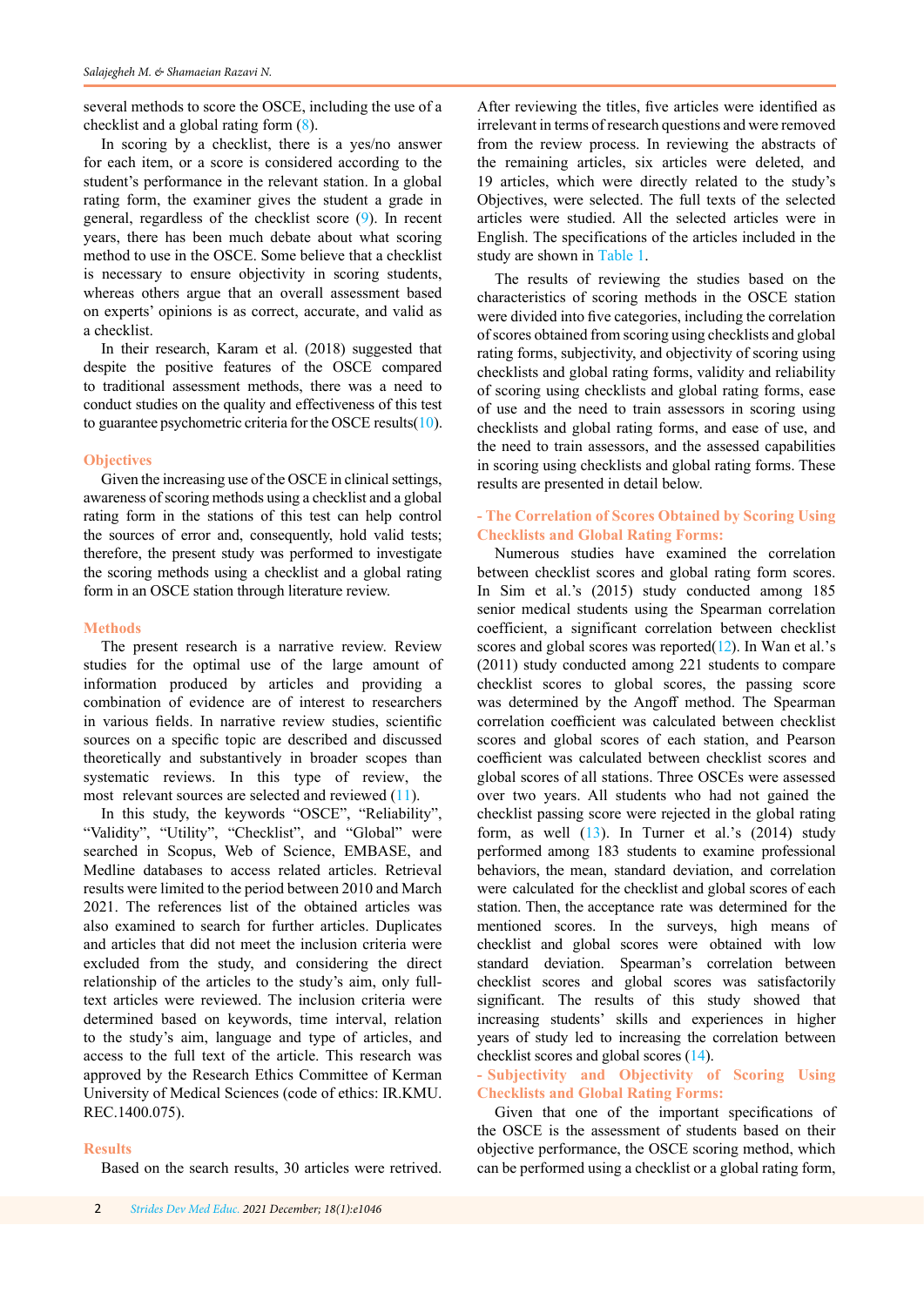several methods to score the OSCE, including the use of a checklist and a global rating form (8).

In scoring by a checklist, there is a yes/no answer for each item, or a score is considered according to the student's performance in the relevant station. In a global rating form, the examiner gives the student a grade in general, regardless of the checklist score (9). In recent years, there has been much debate about what scoring method to use in the OSCE. Some believe that a checklist is necessary to ensure objectivity in scoring students, whereas others argue that an overall assessment based on experts' opinions is as correct, accurate, and valid as a checklist.

In their research, Karam et al. (2018) suggested that despite the positive features of the OSCE compared to traditional assessment methods, there was a need to conduct studies on the quality and effectiveness of this test to guarantee psychometric criteria for the OSCE results(10).

## Objectives

Given the increasing use of the OSCE in clinical settings, awareness of scoring methods using a checklist and a global rating form in the stations of this test can help control the sources of error and, consequently, hold valid tests; therefore, the present study was performed to investigate the scoring methods using a checklist and a global rating form in an OSCE station through literature review.

## Methods

The present research is a narrative review. Review studies for the optimal use of the large amount of information produced by articles and providing a combination of evidence are of interest to researchers in various fields. In narrative review studies, scientific sources on a specific topic are described and discussed theoretically and substantively in broader scopes than systematic reviews. In this type of review, the most relevant sources are selected and reviewed (11).

In this study, the keywords "OSCE", "Reliability", "Validity", "Utility", "Checklist", and "Global" were searched in Scopus, Web of Science, EMBASE, and Medline databases to access related articles. Retrieval results were limited to the period between 2010 and March 2021. The references list of the obtained articles was also examined to search for further articles. Duplicates and articles that did not meet the inclusion criteria were excluded from the study, and considering the direct relationship of the articles to the study's aim, only full-text articles were reviewed. The inclusion criteria were determined based on keywords, time interval, relation to the study's aim, language and type of articles, and access to the full text of the article. This research was approved by the Research Ethics Committee of Kerman University of Medical Sciences (code of ethics: IR.KMU.REC.1400.075).

## Results

Based on the search results, 30 articles were retrived. After reviewing the titles, five articles were identified as irrelevant in terms of research questions and were removed from the review process. In reviewing the abstracts of the remaining articles, six articles were deleted, and 19 articles, which were directly related to the study's Objectives, were selected. The full texts of the selected articles were studied. All the selected articles were in English. The specifications of the articles included in the study are shown in Table 1.

The results of reviewing the studies based on the characteristics of scoring methods in the OSCE station were divided into five categories, including the correlation of scores obtained from scoring using checklists and global rating forms, subjectivity, and objectivity of scoring using checklists and global rating forms, validity and reliability of scoring using checklists and global rating forms, ease of use and the need to train assessors in scoring using checklists and global rating forms, and ease of use, and the need to train assessors, and the assessed capabilities in scoring using checklists and global rating forms. These results are presented in detail below.

### - The Correlation of Scores Obtained by Scoring Using Checklists and Global Rating Forms:

Numerous studies have examined the correlation between checklist scores and global rating form scores. In Sim et al.'s (2015) study conducted among 185 senior medical students using the Spearman correlation coefficient, a significant correlation between checklist scores and global scores was reported(12). In Wan et al.'s (2011) study conducted among 221 students to compare checklist scores to global scores, the passing score was determined by the Angoff method. The Spearman correlation coefficient was calculated between checklist scores and global scores of each station, and Pearson coefficient was calculated between checklist scores and global scores of all stations. Three OSCEs were assessed over two years. All students who had not gained the checklist passing score were rejected in the global rating form, as well (13). In Turner et al.'s (2014) study performed among 183 students to examine professional behaviors, the mean, standard deviation, and correlation were calculated for the checklist and global scores of each station. Then, the acceptance rate was determined for the mentioned scores. In the surveys, high means of checklist and global scores were obtained with low standard deviation. Spearman's correlation between checklist scores and global scores was satisfactorily significant. The results of this study showed that increasing students' skills and experiences in higher years of study led to increasing the correlation between checklist scores and global scores (14).

### - Subjectivity and Objectivity of Scoring Using Checklists and Global Rating Forms:

Given that one of the important specifications of the OSCE is the assessment of students based on their objective performance, the OSCE scoring method, which can be performed using a checklist or a global rating form,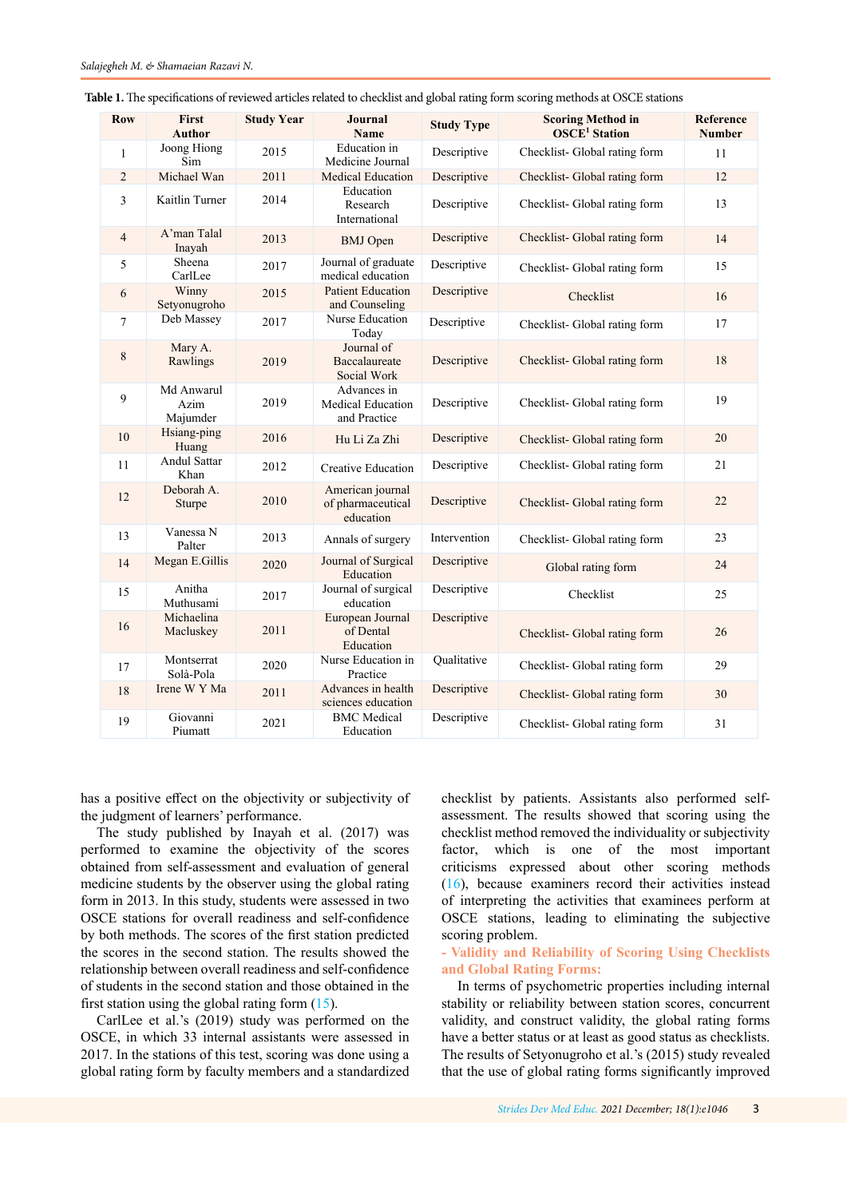**Table 1.** The specifications of reviewed articles related to checklist and global rating form scoring methods at OSCE stations

| Row | First Author | Study Year | Journal Name | Study Type | Scoring Method in OSCE[1] Station | Reference Number |
|---|---|---|---|---|---|---|
| 1 | Joong Hiong Sim | 2015 | Education in Medicine Journal | Descriptive | Checklist- Global rating form | 11 |
| 2 | Michael Wan | 2011 | Medical Education | Descriptive | Checklist- Global rating form | 12 |
| 3 | Kaitlin Turner | 2014 | Education Research International | Descriptive | Checklist- Global rating form | 13 |
| 4 | A'man Talal Inayah | 2013 | BMJ Open | Descriptive | Checklist- Global rating form | 14 |
| 5 | Sheena CarlLee | 2017 | Journal of graduate medical education | Descriptive | Checklist- Global rating form | 15 |
| 6 | Winny Setyonugroho | 2015 | Patient Education and Counseling | Descriptive | Checklist | 16 |
| 7 | Deb Massey | 2017 | Nurse Education Today | Descriptive | Checklist- Global rating form | 17 |
| 8 | Mary A. Rawlings | 2019 | Journal of Baccalaureate Social Work | Descriptive | Checklist- Global rating form | 18 |
| 9 | Md Anwarul Azim Majumder | 2019 | Advances in Medical Education and Practice | Descriptive | Checklist- Global rating form | 19 |
| 10 | Hsiang-ping Huang | 2016 | Hu Li Za Zhi | Descriptive | Checklist- Global rating form | 20 |
| 11 | Andul Sattar Khan | 2012 | Creative Education | Descriptive | Checklist- Global rating form | 21 |
| 12 | Deborah A. Sturpe | 2010 | American journal of pharmaceutical education | Descriptive | Checklist- Global rating form | 22 |
| 13 | Vanessa N Palter | 2013 | Annals of surgery | Intervention | Checklist- Global rating form | 23 |
| 14 | Megan E.Gillis | 2020 | Journal of Surgical Education | Descriptive | Global rating form | 24 |
| 15 | Anitha Muthusami | 2017 | Journal of surgical education | Descriptive | Checklist | 25 |
| 16 | Michaelina Macluskey | 2011 | European Journal of Dental Education | Descriptive | Checklist- Global rating form | 26 |
| 17 | Montserrat Solà-Pola | 2020 | Nurse Education in Practice | Qualitative | Checklist- Global rating form | 29 |
| 18 | Irene W Y Ma | 2011 | Advances in health sciences education | Descriptive | Checklist- Global rating form | 30 |
| 19 | Giovanni Piumatt | 2021 | BMC Medical Education | Descriptive | Checklist- Global rating form | 31 |

has a positive effect on the objectivity or subjectivity of the judgment of learners' performance.

The study published by Inayah et al. (2017) was performed to examine the objectivity of the scores obtained from self-assessment and evaluation of general medicine students by the observer using the global rating form in 2013. In this study, students were assessed in two OSCE stations for overall readiness and self-confidence by both methods. The scores of the first station predicted the scores in the second station. The results showed the relationship between overall readiness and self-confidence of students in the second station and those obtained in the first station using the global rating form (15).

CarlLee et al.'s (2019) study was performed on the OSCE, in which 33 internal assistants were assessed in 2017. In the stations of this test, scoring was done using a global rating form by faculty members and a standardized checklist by patients. Assistants also performed self-assessment. The results showed that scoring using the checklist method removed the individuality or subjectivity factor, which is one of the most important criticisms expressed about other scoring methods (16), because examiners record their activities instead of interpreting the activities that examinees perform at OSCE stations, leading to eliminating the subjective scoring problem.

**- Validity and Reliability of Scoring Using Checklists and Global Rating Forms:**

In terms of psychometric properties including internal stability or reliability between station scores, concurrent validity, and construct validity, the global rating forms have a better status or at least as good status as checklists. The results of Setyonugroho et al.'s (2015) study revealed that the use of global rating forms significantly improved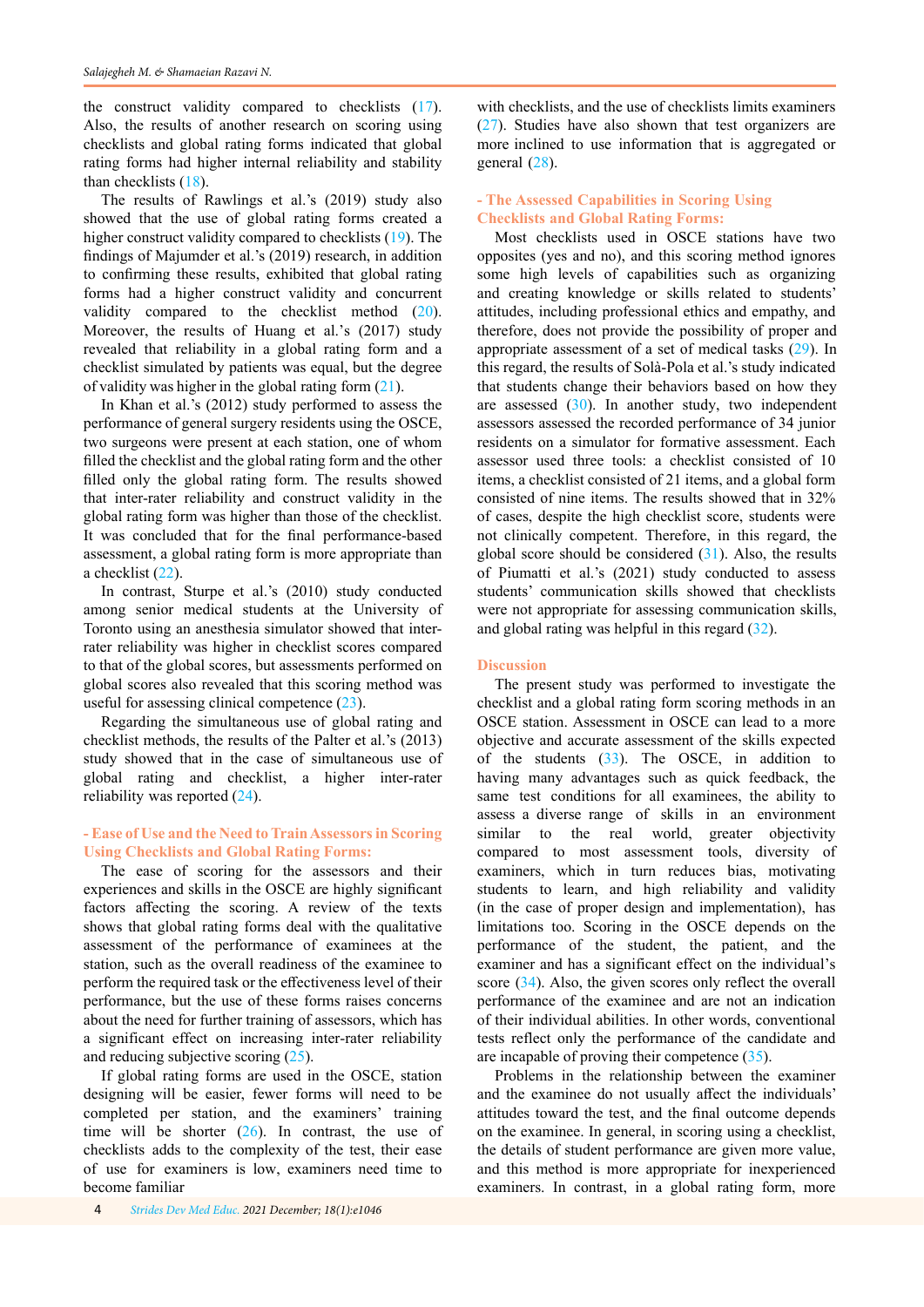the construct validity compared to checklists (17). Also, the results of another research on scoring using checklists and global rating forms indicated that global rating forms had higher internal reliability and stability than checklists (18).

The results of Rawlings et al.'s (2019) study also showed that the use of global rating forms created a higher construct validity compared to checklists (19). The findings of Majumder et al.'s (2019) research, in addition to confirming these results, exhibited that global rating forms had a higher construct validity and concurrent validity compared to the checklist method (20). Moreover, the results of Huang et al.'s (2017) study revealed that reliability in a global rating form and a checklist simulated by patients was equal, but the degree of validity was higher in the global rating form (21).

In Khan et al.'s (2012) study performed to assess the performance of general surgery residents using the OSCE, two surgeons were present at each station, one of whom filled the checklist and the global rating form and the other filled only the global rating form. The results showed that inter-rater reliability and construct validity in the global rating form was higher than those of the checklist. It was concluded that for the final performance-based assessment, a global rating form is more appropriate than a checklist (22).

In contrast, Sturpe et al.'s (2010) study conducted among senior medical students at the University of Toronto using an anesthesia simulator showed that inter-rater reliability was higher in checklist scores compared to that of the global scores, but assessments performed on global scores also revealed that this scoring method was useful for assessing clinical competence (23).

Regarding the simultaneous use of global rating and checklist methods, the results of the Palter et al.'s (2013) study showed that in the case of simultaneous use of global rating and checklist, a higher inter-rater reliability was reported (24).

### - Ease of Use and the Need to Train Assessors in Scoring Using Checklists and Global Rating Forms:

The ease of scoring for the assessors and their experiences and skills in the OSCE are highly significant factors affecting the scoring. A review of the texts shows that global rating forms deal with the qualitative assessment of the performance of examinees at the station, such as the overall readiness of the examinee to perform the required task or the effectiveness level of their performance, but the use of these forms raises concerns about the need for further training of assessors, which has a significant effect on increasing inter-rater reliability and reducing subjective scoring (25).

If global rating forms are used in the OSCE, station designing will be easier, fewer forms will need to be completed per station, and the examiners' training time will be shorter (26). In contrast, the use of checklists adds to the complexity of the test, their ease of use for examiners is low, examiners need time to become familiar with checklists, and the use of checklists limits examiners (27). Studies have also shown that test organizers are more inclined to use information that is aggregated or general (28).

### - The Assessed Capabilities in Scoring Using Checklists and Global Rating Forms:

Most checklists used in OSCE stations have two opposites (yes and no), and this scoring method ignores some high levels of capabilities such as organizing and creating knowledge or skills related to students' attitudes, including professional ethics and empathy, and therefore, does not provide the possibility of proper and appropriate assessment of a set of medical tasks (29). In this regard, the results of Solà-Pola et al.'s study indicated that students change their behaviors based on how they are assessed (30). In another study, two independent assessors assessed the recorded performance of 34 junior residents on a simulator for formative assessment. Each assessor used three tools: a checklist consisted of 10 items, a checklist consisted of 21 items, and a global form consisted of nine items. The results showed that in 32% of cases, despite the high checklist score, students were not clinically competent. Therefore, in this regard, the global score should be considered (31). Also, the results of Piumatti et al.'s (2021) study conducted to assess students' communication skills showed that checklists were not appropriate for assessing communication skills, and global rating was helpful in this regard (32).

## Discussion

The present study was performed to investigate the checklist and a global rating form scoring methods in an OSCE station. Assessment in OSCE can lead to a more objective and accurate assessment of the skills expected of the students (33). The OSCE, in addition to having many advantages such as quick feedback, the same test conditions for all examinees, the ability to assess a diverse range of skills in an environment similar to the real world, greater objectivity compared to most assessment tools, diversity of examiners, which in turn reduces bias, motivating students to learn, and high reliability and validity (in the case of proper design and implementation), has limitations too. Scoring in the OSCE depends on the performance of the student, the patient, and the examiner and has a significant effect on the individual's score (34). Also, the given scores only reflect the overall performance of the examinee and are not an indication of their individual abilities. In other words, conventional tests reflect only the performance of the candidate and are incapable of proving their competence (35).

Problems in the relationship between the examiner and the examinee do not usually affect the individuals' attitudes toward the test, and the final outcome depends on the examinee. In general, in scoring using a checklist, the details of student performance are given more value, and this method is more appropriate for inexperienced examiners. In contrast, in a global rating form, more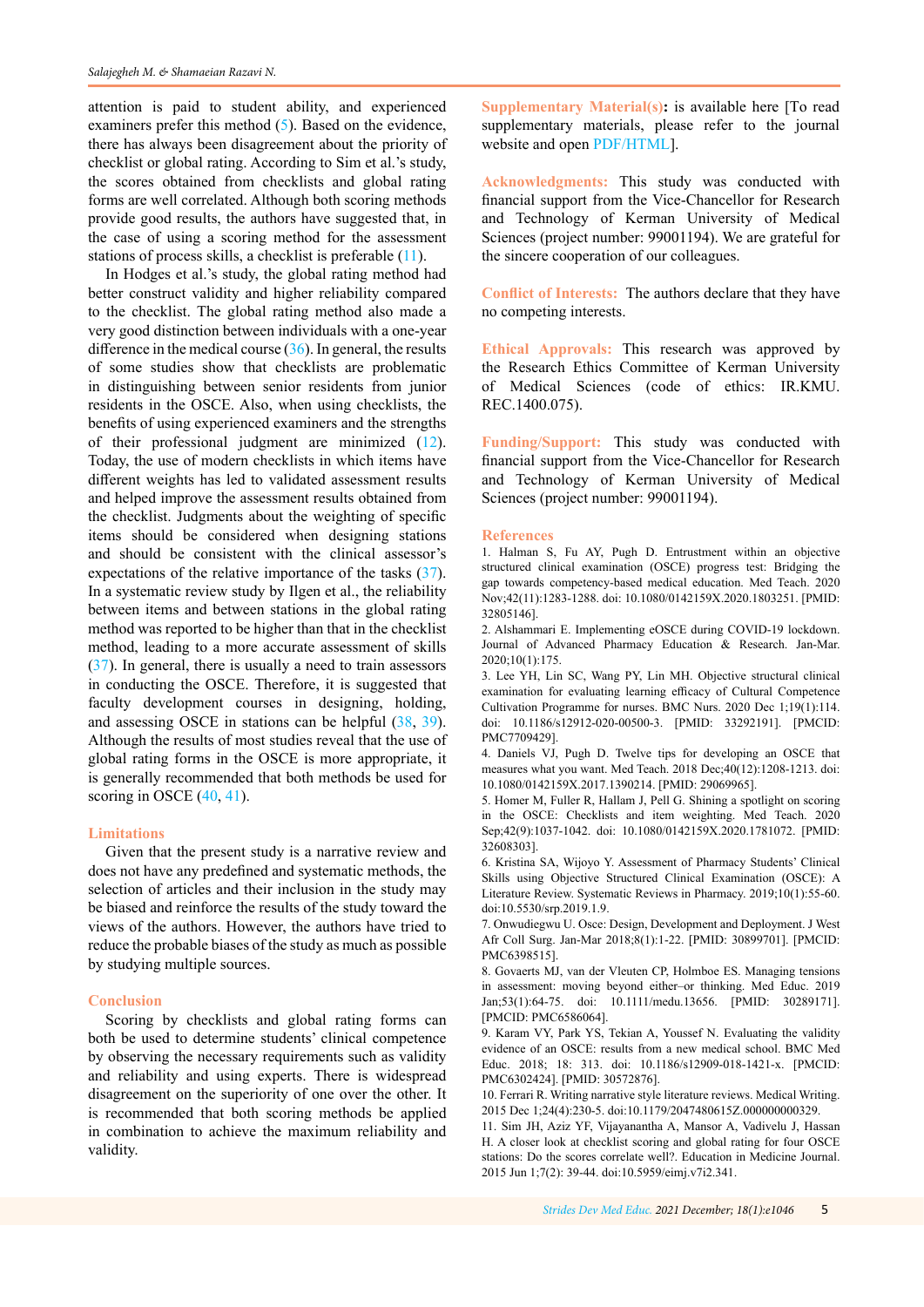attention is paid to student ability, and experienced examiners prefer this method (5). Based on the evidence, there has always been disagreement about the priority of checklist or global rating. According to Sim et al.'s study, the scores obtained from checklists and global rating forms are well correlated. Although both scoring methods provide good results, the authors have suggested that, in the case of using a scoring method for the assessment stations of process skills, a checklist is preferable (11).

In Hodges et al.'s study, the global rating method had better construct validity and higher reliability compared to the checklist. The global rating method also made a very good distinction between individuals with a one-year difference in the medical course (36). In general, the results of some studies show that checklists are problematic in distinguishing between senior residents from junior residents in the OSCE. Also, when using checklists, the benefits of using experienced examiners and the strengths of their professional judgment are minimized (12). Today, the use of modern checklists in which items have different weights has led to validated assessment results and helped improve the assessment results obtained from the checklist. Judgments about the weighting of specific items should be considered when designing stations and should be consistent with the clinical assessor's expectations of the relative importance of the tasks (37). In a systematic review study by Ilgen et al., the reliability between items and between stations in the global rating method was reported to be higher than that in the checklist method, leading to a more accurate assessment of skills (37). In general, there is usually a need to train assessors in conducting the OSCE. Therefore, it is suggested that faculty development courses in designing, holding, and assessing OSCE in stations can be helpful (38, 39). Although the results of most studies reveal that the use of global rating forms in the OSCE is more appropriate, it is generally recommended that both methods be used for scoring in OSCE (40, 41).

## Limitations

Given that the present study is a narrative review and does not have any predefined and systematic methods, the selection of articles and their inclusion in the study may be biased and reinforce the results of the study toward the views of the authors. However, the authors have tried to reduce the probable biases of the study as much as possible by studying multiple sources.

## Conclusion

Scoring by checklists and global rating forms can both be used to determine students' clinical competence by observing the necessary requirements such as validity and reliability and using experts. There is widespread disagreement on the superiority of one over the other. It is recommended that both scoring methods be applied in combination to achieve the maximum reliability and validity.

**Supplementary Material(s):** is available here [To read supplementary materials, please refer to the journal website and open PDF/HTML].

**Acknowledgments:** This study was conducted with financial support from the Vice-Chancellor for Research and Technology of Kerman University of Medical Sciences (project number: 99001194). We are grateful for the sincere cooperation of our colleagues.

**Conflict of Interests:** The authors declare that they have no competing interests.

**Ethical Approvals:** This research was approved by the Research Ethics Committee of Kerman University of Medical Sciences (code of ethics: IR.KMU.REC.1400.075).

**Funding/Support:** This study was conducted with financial support from the Vice-Chancellor for Research and Technology of Kerman University of Medical Sciences (project number: 99001194).

## References

1. Halman S, Fu AY, Pugh D. Entrustment within an objective structured clinical examination (OSCE) progress test: Bridging the gap towards competency-based medical education. Med Teach. 2020 Nov;42(11):1283-1288. doi: 10.1080/0142159X.2020.1803251. [PMID: 32805146].
2. Alshammari E. Implementing eOSCE during COVID-19 lockdown. Journal of Advanced Pharmacy Education & Research. Jan-Mar. 2020;10(1):175.
3. Lee YH, Lin SC, Wang PY, Lin MH. Objective structural clinical examination for evaluating learning efficacy of Cultural Competence Cultivation Programme for nurses. BMC Nurs. 2020 Dec 1;19(1):114. doi: 10.1186/s12912-020-00500-3. [PMID: 33292191]. [PMCID: PMC7709429].
4. Daniels VJ, Pugh D. Twelve tips for developing an OSCE that measures what you want. Med Teach. 2018 Dec;40(12):1208-1213. doi: 10.1080/0142159X.2017.1390214. [PMID: 29069965].
5. Homer M, Fuller R, Hallam J, Pell G. Shining a spotlight on scoring in the OSCE: Checklists and item weighting. Med Teach. 2020 Sep;42(9):1037-1042. doi: 10.1080/0142159X.2020.1781072. [PMID: 32608303].
6. Kristina SA, Wijoyo Y. Assessment of Pharmacy Students' Clinical Skills using Objective Structured Clinical Examination (OSCE): A Literature Review. Systematic Reviews in Pharmacy. 2019;10(1):55-60. doi:10.5530/srp.2019.1.9.
7. Onwudiegwu U. Osce: Design, Development and Deployment. J West Afr Coll Surg. Jan-Mar 2018;8(1):1-22. [PMID: 30899701]. [PMCID: PMC6398515].
8. Govaerts MJ, van der Vleuten CP, Holmboe ES. Managing tensions in assessment: moving beyond either–or thinking. Med Educ. 2019 Jan;53(1):64-75. doi: 10.1111/medu.13656. [PMID: 30289171]. [PMCID: PMC6586064].
9. Karam VY, Park YS, Tekian A, Youssef N. Evaluating the validity evidence of an OSCE: results from a new medical school. BMC Med Educ. 2018; 18: 313. doi: 10.1186/s12909-018-1421-x. [PMCID: PMC6302424]. [PMID: 30572876].
10. Ferrari R. Writing narrative style literature reviews. Medical Writing. 2015 Dec 1;24(4):230-5. doi:10.1179/2047480615Z.000000000329.
11. Sim JH, Aziz YF, Vijayanantha A, Mansor A, Vadivelu J, Hassan H. A closer look at checklist scoring and global rating for four OSCE stations: Do the scores correlate well?. Education in Medicine Journal. 2015 Jun 1;7(2): 39-44. doi:10.5959/eimj.v7i2.341.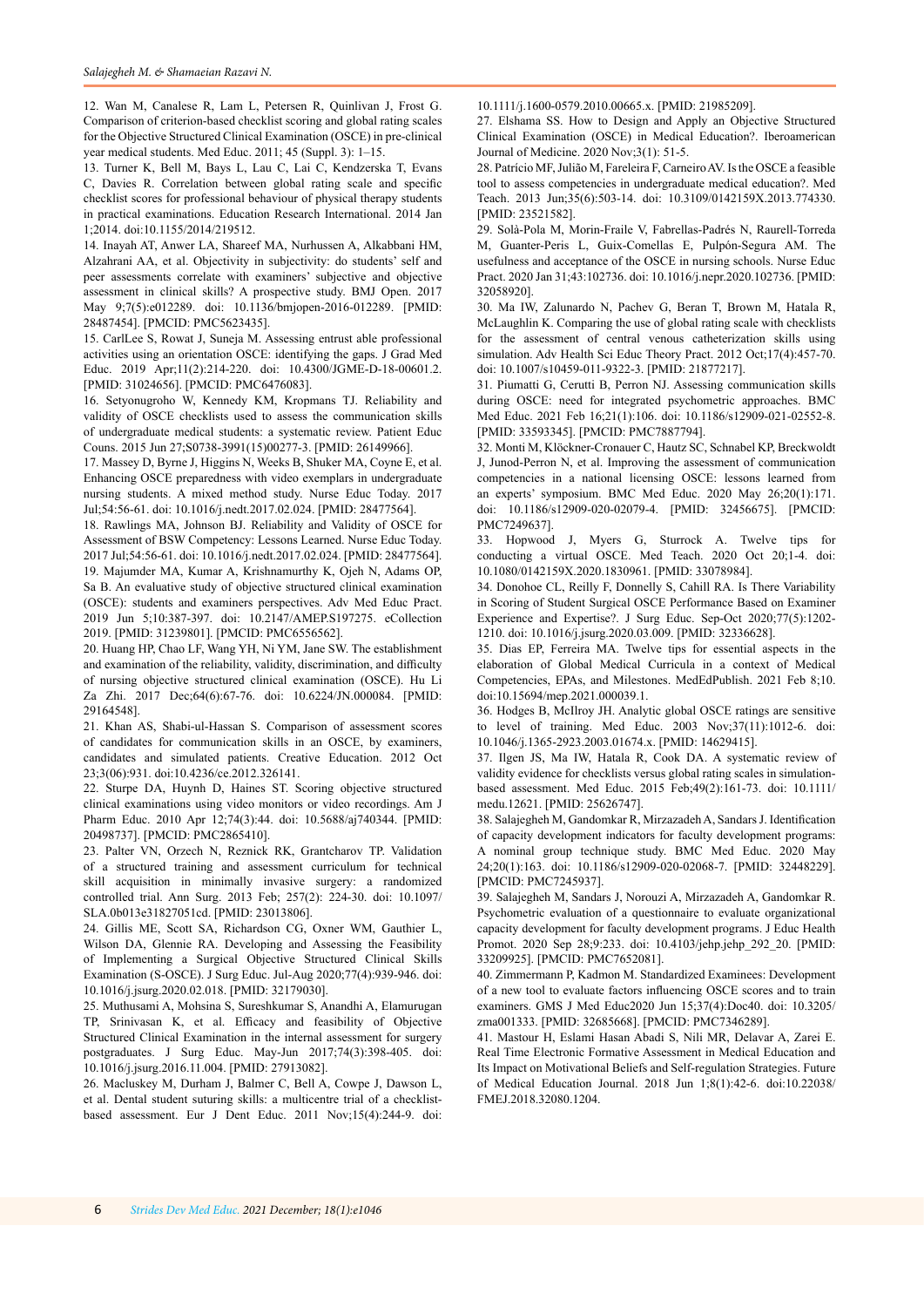12. Wan M, Canalese R, Lam L, Petersen R, Quinlivan J, Frost G. Comparison of criterion-based checklist scoring and global rating scales for the Objective Structured Clinical Examination (OSCE) in pre-clinical year medical students. Med Educ. 2011; 45 (Suppl. 3): 1–15.

13. Turner K, Bell M, Bays L, Lau C, Lai C, Kendzerska T, Evans C, Davies R. Correlation between global rating scale and specific checklist scores for professional behaviour of physical therapy students in practical examinations. Education Research International. 2014 Jan 1;2014. doi:10.1155/2014/219512.

14. Inayah AT, Anwer LA, Shareef MA, Nurhussen A, Alkabbani HM, Alzahrani AA, et al. Objectivity in subjectivity: do students' self and peer assessments correlate with examiners' subjective and objective assessment in clinical skills? A prospective study. BMJ Open. 2017 May 9;7(5):e012289. doi: 10.1136/bmjopen-2016-012289. [PMID: 28487454]. [PMCID: PMC5623435].

15. CarlLee S, Rowat J, Suneja M. Assessing entrust able professional activities using an orientation OSCE: identifying the gaps. J Grad Med Educ. 2019 Apr;11(2):214-220. doi: 10.4300/JGME-D-18-00601.2. [PMID: 31024656]. [PMCID: PMC6476083].

16. Setyonugroho W, Kennedy KM, Kropmans TJ. Reliability and validity of OSCE checklists used to assess the communication skills of undergraduate medical students: a systematic review. Patient Educ Couns. 2015 Jun 27;S0738-3991(15)00277-3. [PMID: 26149966].

17. Massey D, Byrne J, Higgins N, Weeks B, Shuker MA, Coyne E, et al. Enhancing OSCE preparedness with video exemplars in undergraduate nursing students. A mixed method study. Nurse Educ Today. 2017 Jul;54:56-61. doi: 10.1016/j.nedt.2017.02.024. [PMID: 28477564].

18. Rawlings MA, Johnson BJ. Reliability and Validity of OSCE for Assessment of BSW Competency: Lessons Learned. Nurse Educ Today. 2017 Jul;54:56-61. doi: 10.1016/j.nedt.2017.02.024. [PMID: 28477564].

19. Majumder MA, Kumar A, Krishnamurthy K, Ojeh N, Adams OP, Sa B. An evaluative study of objective structured clinical examination (OSCE): students and examiners perspectives. Adv Med Educ Pract. 2019 Jun 5;10:387-397. doi: 10.2147/AMEP.S197275. eCollection 2019. [PMID: 31239801]. [PMCID: PMC6556562].

20. Huang HP, Chao LF, Wang YH, Ni YM, Jane SW. The establishment and examination of the reliability, validity, discrimination, and difficulty of nursing objective structured clinical examination (OSCE). Hu Li Za Zhi. 2017 Dec;64(6):67-76. doi: 10.6224/JN.000084. [PMID: 29164548].

21. Khan AS, Shabi-ul-Hassan S. Comparison of assessment scores of candidates for communication skills in an OSCE, by examiners, candidates and simulated patients. Creative Education. 2012 Oct 23;3(06):931. doi:10.4236/ce.2012.326141.

22. Sturpe DA, Huynh D, Haines ST. Scoring objective structured clinical examinations using video monitors or video recordings. Am J Pharm Educ. 2010 Apr 12;74(3):44. doi: 10.5688/aj740344. [PMID: 20498737]. [PMCID: PMC2865410].

23. Palter VN, Orzech N, Reznick RK, Grantcharov TP. Validation of a structured training and assessment curriculum for technical skill acquisition in minimally invasive surgery: a randomized controlled trial. Ann Surg. 2013 Feb; 257(2): 224-30. doi: 10.1097/SLA.0b013e31827051cd. [PMID: 23013806].

24. Gillis ME, Scott SA, Richardson CG, Oxner WM, Gauthier L, Wilson DA, Glennie RA. Developing and Assessing the Feasibility of Implementing a Surgical Objective Structured Clinical Skills Examination (S-OSCE). J Surg Educ. Jul-Aug 2020;77(4):939-946. doi: 10.1016/j.jsurg.2020.02.018. [PMID: 32179030].

25. Muthusami A, Mohsina S, Sureshkumar S, Anandhi A, Elamurugan TP, Srinivasan K, et al. Efficacy and feasibility of Objective Structured Clinical Examination in the internal assessment for surgery postgraduates. J Surg Educ. May-Jun 2017;74(3):398-405. doi: 10.1016/j.jsurg.2016.11.004. [PMID: 27913082].

26. Macluskey M, Durham J, Balmer C, Bell A, Cowpe J, Dawson L, et al. Dental student suturing skills: a multicentre trial of a checklist-based assessment. Eur J Dent Educ. 2011 Nov;15(4):244-9. doi: 10.1111/j.1600-0579.2010.00665.x. [PMID: 21985209].

27. Elshama SS. How to Design and Apply an Objective Structured Clinical Examination (OSCE) in Medical Education?. Iberoamerican Journal of Medicine. 2020 Nov;3(1): 51-5.

28. Patrício MF, Julião M, Fareleira F, Carneiro AV. Is the OSCE a feasible tool to assess competencies in undergraduate medical education?. Med Teach. 2013 Jun;35(6):503-14. doi: 10.3109/0142159X.2013.774330. [PMID: 23521582].

29. Solà-Pola M, Morin-Fraile V, Fabrellas-Padrés N, Raurell-Torreda M, Guanter-Peris L, Guix-Comellas E, Pulpón-Segura AM. The usefulness and acceptance of the OSCE in nursing schools. Nurse Educ Pract. 2020 Jan 31;43:102736. doi: 10.1016/j.nepr.2020.102736. [PMID: 32058920].

30. Ma IW, Zalunardo N, Pachev G, Beran T, Brown M, Hatala R, McLaughlin K. Comparing the use of global rating scale with checklists for the assessment of central venous catheterization skills using simulation. Adv Health Sci Educ Theory Pract. 2012 Oct;17(4):457-70. doi: 10.1007/s10459-011-9322-3. [PMID: 21877217].

31. Piumatti G, Cerutti B, Perron NJ. Assessing communication skills during OSCE: need for integrated psychometric approaches. BMC Med Educ. 2021 Feb 16;21(1):106. doi: 10.1186/s12909-021-02552-8. [PMID: 33593345]. [PMCID: PMC7887794].

32. Monti M, Klöckner-Cronauer C, Hautz SC, Schnabel KP, Breckwoldt J, Junod-Perron N, et al. Improving the assessment of communication competencies in a national licensing OSCE: lessons learned from an experts' symposium. BMC Med Educ. 2020 May 26;20(1):171. doi: 10.1186/s12909-020-02079-4. [PMID: 32456675]. [PMCID: PMC7249637].

33. Hopwood J, Myers G, Sturrock A. Twelve tips for conducting a virtual OSCE. Med Teach. 2020 Oct 20;1-4. doi: 10.1080/0142159X.2020.1830961. [PMID: 33078984].

34. Donohoe CL, Reilly F, Donnelly S, Cahill RA. Is There Variability in Scoring of Student Surgical OSCE Performance Based on Examiner Experience and Expertise?. J Surg Educ. Sep-Oct 2020;77(5):1202-1210. doi: 10.1016/j.jsurg.2020.03.009. [PMID: 32336628].

35. Dias EP, Ferreira MA. Twelve tips for essential aspects in the elaboration of Global Medical Curricula in a context of Medical Competencies, EPAs, and Milestones. MedEdPublish. 2021 Feb 8;10. doi:10.15694/mep.2021.000039.1.

36. Hodges B, McIlroy JH. Analytic global OSCE ratings are sensitive to level of training. Med Educ. 2003 Nov;37(11):1012-6. doi: 10.1046/j.1365-2923.2003.01674.x. [PMID: 14629415].

37. Ilgen JS, Ma IW, Hatala R, Cook DA. A systematic review of validity evidence for checklists versus global rating scales in simulation-based assessment. Med Educ. 2015 Feb;49(2):161-73. doi: 10.1111/medu.12621. [PMID: 25626747].

38. Salajegheh M, Gandomkar R, Mirzazadeh A, Sandars J. Identification of capacity development indicators for faculty development programs: A nominal group technique study. BMC Med Educ. 2020 May 24;20(1):163. doi: 10.1186/s12909-020-02068-7. [PMID: 32448229]. [PMCID: PMC7245937].

39. Salajegheh M, Sandars J, Norouzi A, Mirzazadeh A, Gandomkar R. Psychometric evaluation of a questionnaire to evaluate organizational capacity development for faculty development programs. J Educ Health Promot. 2020 Sep 28;9:233. doi: 10.4103/jehp.jehp_292_20. [PMID: 33209925]. [PMCID: PMC7652081].

40. Zimmermann P, Kadmon M. Standardized Examinees: Development of a new tool to evaluate factors influencing OSCE scores and to train examiners. GMS J Med Educ2020 Jun 15;37(4):Doc40. doi: 10.3205/zma001333. [PMID: 32685668]. [PMCID: PMC7346289].

41. Mastour H, Eslami Hasan Abadi S, Nili MR, Delavar A, Zarei E. Real Time Electronic Formative Assessment in Medical Education and Its Impact on Motivational Beliefs and Self-regulation Strategies. Future of Medical Education Journal. 2018 Jun 1;8(1):42-6. doi:10.22038/FMEJ.2018.32080.1204.